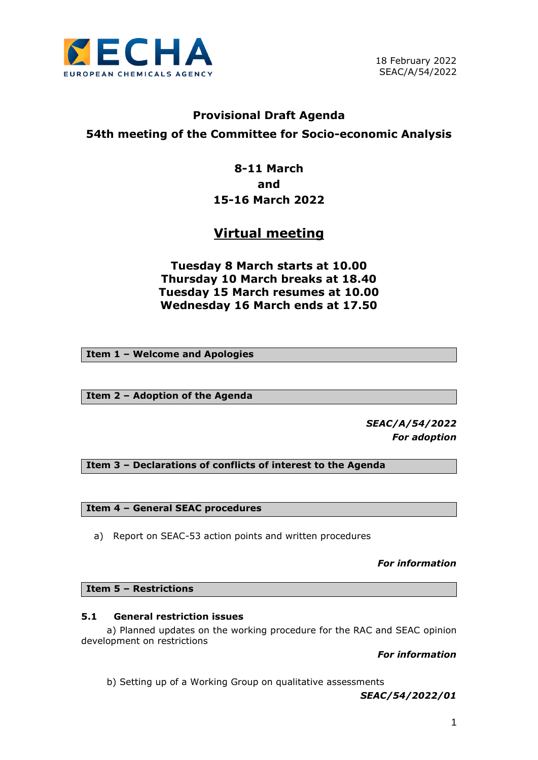EUROPEAN CHEMICALS AGENCY

18 February 2022
SEAC/A/54/2022

# Provisional Draft Agenda

## 54th meeting of the Committee for Socio-economic Analysis

**8-11 March**
**and**
**15-16 March 2022**

## Virtual meeting

**Tuesday 8 March starts at 10.00**
**Thursday 10 March breaks at 18.40**
**Tuesday 15 March resumes at 10.00**
**Wednesday 16 March ends at 17.50**

### Item 1 – Welcome and Apologies

### Item 2 – Adoption of the Agenda

***SEAC/A/54/2022***
***For adoption***

### Item 3 – Declarations of conflicts of interest to the Agenda

### Item 4 – General SEAC procedures

a) Report on SEAC-53 action points and written procedures

***For information***

### Item 5 – Restrictions

#### 5.1 General restriction issues

a) Planned updates on the working procedure for the RAC and SEAC opinion development on restrictions

***For information***

b) Setting up of a Working Group on qualitative assessments

***SEAC/54/2022/01***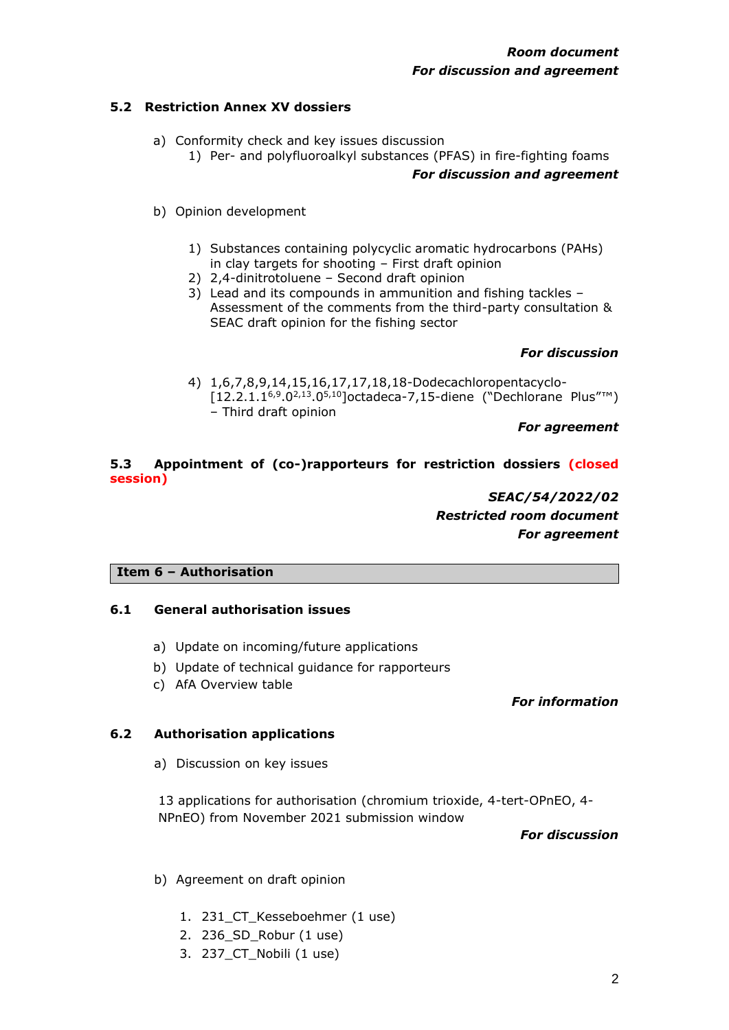***Room document***
***For discussion and agreement***

### 5.2 Restriction Annex XV dossiers

a) Conformity check and key issues discussion
   1) Per- and polyfluoroalkyl substances (PFAS) in fire-fighting foams

***For discussion and agreement***

b) Opinion development

   1) Substances containing polycyclic aromatic hydrocarbons (PAHs) in clay targets for shooting – First draft opinion
   2) 2,4-dinitrotoluene – Second draft opinion
   3) Lead and its compounds in ammunition and fishing tackles – Assessment of the comments from the third-party consultation & SEAC draft opinion for the fishing sector

***For discussion***

   4) 1,6,7,8,9,14,15,16,17,17,18,18-Dodecachloropentacyclo-[12.2.1.1$^{6,9}$.0$^{2,13}$.0$^{5,10}$]octadeca-7,15-diene ("Dechlorane Plus"™) – Third draft opinion

***For agreement***

### 5.3 Appointment of (co-)rapporteurs for restriction dossiers (closed session)

***SEAC/54/2022/02***
***Restricted room document***
***For agreement***

## Item 6 – Authorisation

### 6.1 General authorisation issues

a) Update on incoming/future applications
b) Update of technical guidance for rapporteurs
c) AfA Overview table

***For information***

### 6.2 Authorisation applications

a) Discussion on key issues

13 applications for authorisation (chromium trioxide, 4-tert-OPnEO, 4-NPnEO) from November 2021 submission window

***For discussion***

b) Agreement on draft opinion

1. 231_CT_Kesseboehmer (1 use)
2. 236_SD_Robur (1 use)
3. 237_CT_Nobili (1 use)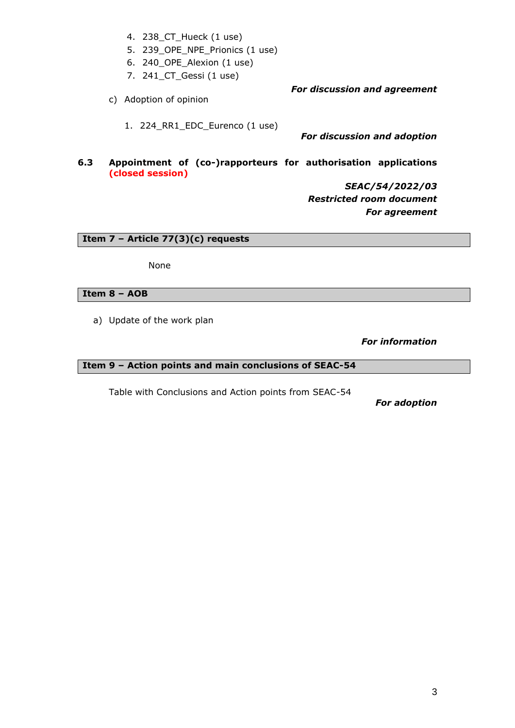4. 238_CT_Hueck (1 use)
5. 239_OPE_NPE_Prionics (1 use)
6. 240_OPE_Alexion (1 use)
7. 241_CT_Gessi (1 use)

***For discussion and agreement***

c) Adoption of opinion

1. 224_RR1_EDC_Eurenco (1 use)

***For discussion and adoption***

**6.3 Appointment of (co-)rapporteurs for authorisation applications (closed session)**

***SEAC/54/2022/03***
***Restricted room document***
***For agreement***

## Item 7 – Article 77(3)(c) requests

None

## Item 8 – AOB

a) Update of the work plan

***For information***

## Item 9 – Action points and main conclusions of SEAC-54

Table with Conclusions and Action points from SEAC-54

***For adoption***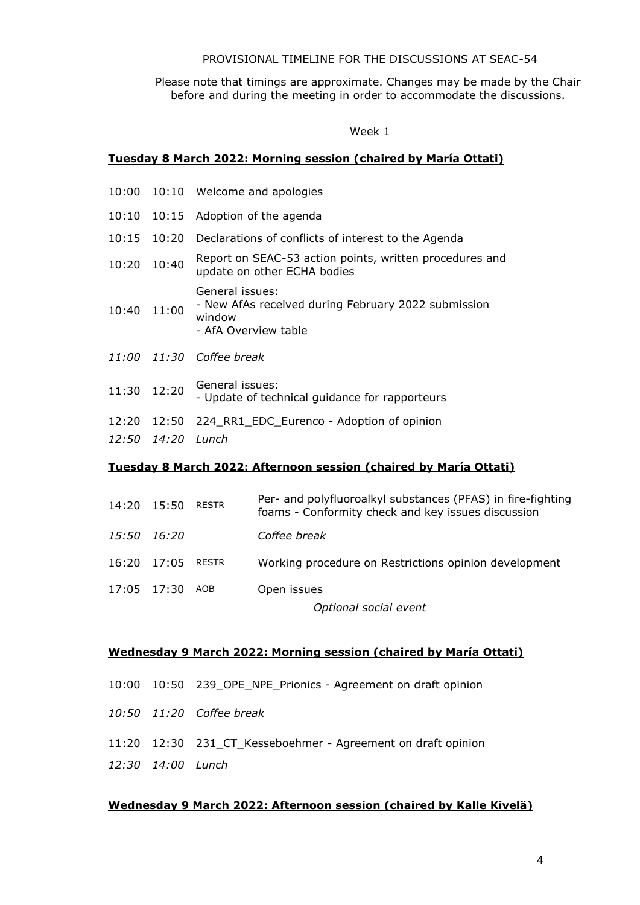PROVISIONAL TIMELINE FOR THE DISCUSSIONS AT SEAC-54

Please note that timings are approximate. Changes may be made by the Chair before and during the meeting in order to accommodate the discussions.

Week 1

**Tuesday 8 March 2022: Morning session (chaired by María Ottati)**

| | | |
|---|---|---|
| 10:00 | 10:10 | Welcome and apologies |
| 10:10 | 10:15 | Adoption of the agenda |
| 10:15 | 10:20 | Declarations of conflicts of interest to the Agenda |
| 10:20 | 10:40 | Report on SEAC-53 action points, written procedures and update on other ECHA bodies |
| 10:40 | 11:00 | General issues:<br>- New AfAs received during February 2022 submission window<br>- AfA Overview table |
| *11:00* | *11:30* | *Coffee break* |
| 11:30 | 12:20 | General issues:<br>- Update of technical guidance for rapporteurs |
| 12:20 | 12:50 | 224_RR1_EDC_Eurenco - Adoption of opinion |
| *12:50* | *14:20* | *Lunch* |

**Tuesday 8 March 2022: Afternoon session (chaired by María Ottati)**

| | | | |
|---|---|---|---|
| 14:20 | 15:50 | RESTR | Per- and polyfluoroalkyl substances (PFAS) in fire-fighting foams - Conformity check and key issues discussion |
| *15:50* | *16:20* | | *Coffee break* |
| 16:20 | 17:05 | RESTR | Working procedure on Restrictions opinion development |
| 17:05 | 17:30 | AOB | Open issues<br>*Optional social event* |

**Wednesday 9 March 2022: Morning session (chaired by María Ottati)**

| | | |
|---|---|---|
| 10:00 | 10:50 | 239_OPE_NPE_Prionics - Agreement on draft opinion |
| *10:50* | *11:20* | *Coffee break* |
| 11:20 | 12:30 | 231_CT_Kesseboehmer - Agreement on draft opinion |
| *12:30* | *14:00* | *Lunch* |

**Wednesday 9 March 2022: Afternoon session (chaired by Kalle Kivelä)**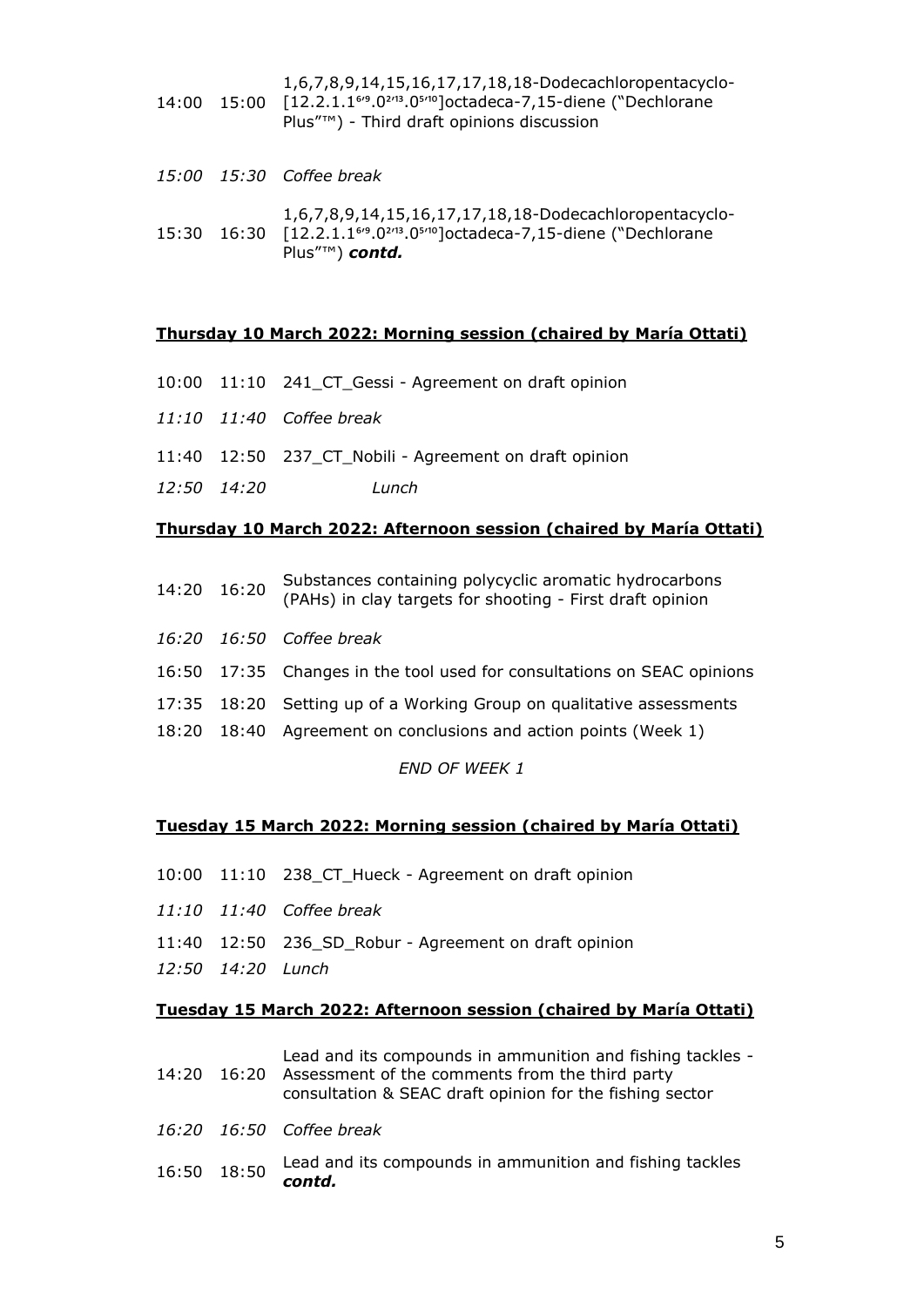| | | |
|---|---|---|
| 14:00 | 15:00 | 1,6,7,8,9,14,15,16,17,17,18,18-Dodecachloropentacyclo-[12.2.1.1$^{6,9}$.0$^{2,13}$.0$^{5,10}$]octadeca-7,15-diene ("Dechlorane Plus"™) - Third draft opinions discussion |
| *15:00* | *15:30* | *Coffee break* |
| 15:30 | 16:30 | 1,6,7,8,9,14,15,16,17,17,18,18-Dodecachloropentacyclo-[12.2.1.1$^{6,9}$.0$^{2,13}$.0$^{5,10}$]octadeca-7,15-diene ("Dechlorane Plus"™) ***contd.*** |

**Thursday 10 March 2022: Morning session (chaired by María Ottati)**

| | | |
|---|---|---|
| 10:00 | 11:10 | 241_CT_Gessi - Agreement on draft opinion |
| *11:10* | *11:40* | *Coffee break* |
| 11:40 | 12:50 | 237_CT_Nobili - Agreement on draft opinion |
| *12:50* | *14:20* | *Lunch* |

**Thursday 10 March 2022: Afternoon session (chaired by María Ottati)**

| | | |
|---|---|---|
| 14:20 | 16:20 | Substances containing polycyclic aromatic hydrocarbons (PAHs) in clay targets for shooting - First draft opinion |
| *16:20* | *16:50* | *Coffee break* |
| 16:50 | 17:35 | Changes in the tool used for consultations on SEAC opinions |
| 17:35 | 18:20 | Setting up of a Working Group on qualitative assessments |
| 18:20 | 18:40 | Agreement on conclusions and action points (Week 1) |

*END OF WEEK 1*

**Tuesday 15 March 2022: Morning session (chaired by María Ottati)**

| | | |
|---|---|---|
| 10:00 | 11:10 | 238_CT_Hueck - Agreement on draft opinion |
| *11:10* | *11:40* | *Coffee break* |
| 11:40 | 12:50 | 236_SD_Robur - Agreement on draft opinion |
| *12:50* | *14:20* | *Lunch* |

**Tuesday 15 March 2022: Afternoon session (chaired by María Ottati)**

| | | |
|---|---|---|
| 14:20 | 16:20 | Lead and its compounds in ammunition and fishing tackles - Assessment of the comments from the third party consultation & SEAC draft opinion for the fishing sector |
| *16:20* | *16:50* | *Coffee break* |
| 16:50 | 18:50 | Lead and its compounds in ammunition and fishing tackles ***contd.*** |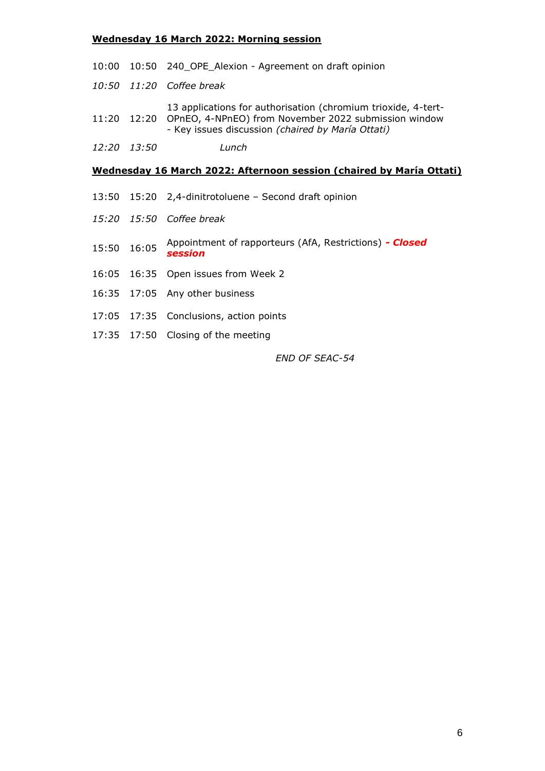**Wednesday 16 March 2022: Morning session**

| | | |
|---|---|---|
| 10:00 | 10:50 | 240_OPE_Alexion - Agreement on draft opinion |
| *10:50* | *11:20* | *Coffee break* |
| 11:20 | 12:20 | 13 applications for authorisation (chromium trioxide, 4-tert-OPnEO, 4-NPnEO) from November 2022 submission window - Key issues discussion *(chaired by María Ottati)* |
| *12:20* | *13:50* | *Lunch* |

**Wednesday 16 March 2022: Afternoon session (chaired by María Ottati)**

| | | |
|---|---|---|
| 13:50 | 15:20 | 2,4-dinitrotoluene – Second draft opinion |
| *15:20* | *15:50* | *Coffee break* |
| 15:50 | 16:05 | Appointment of rapporteurs (AfA, Restrictions) ***- Closed session*** |
| 16:05 | 16:35 | Open issues from Week 2 |
| 16:35 | 17:05 | Any other business |
| 17:05 | 17:35 | Conclusions, action points |
| 17:35 | 17:50 | Closing of the meeting |

*END OF SEAC-54*